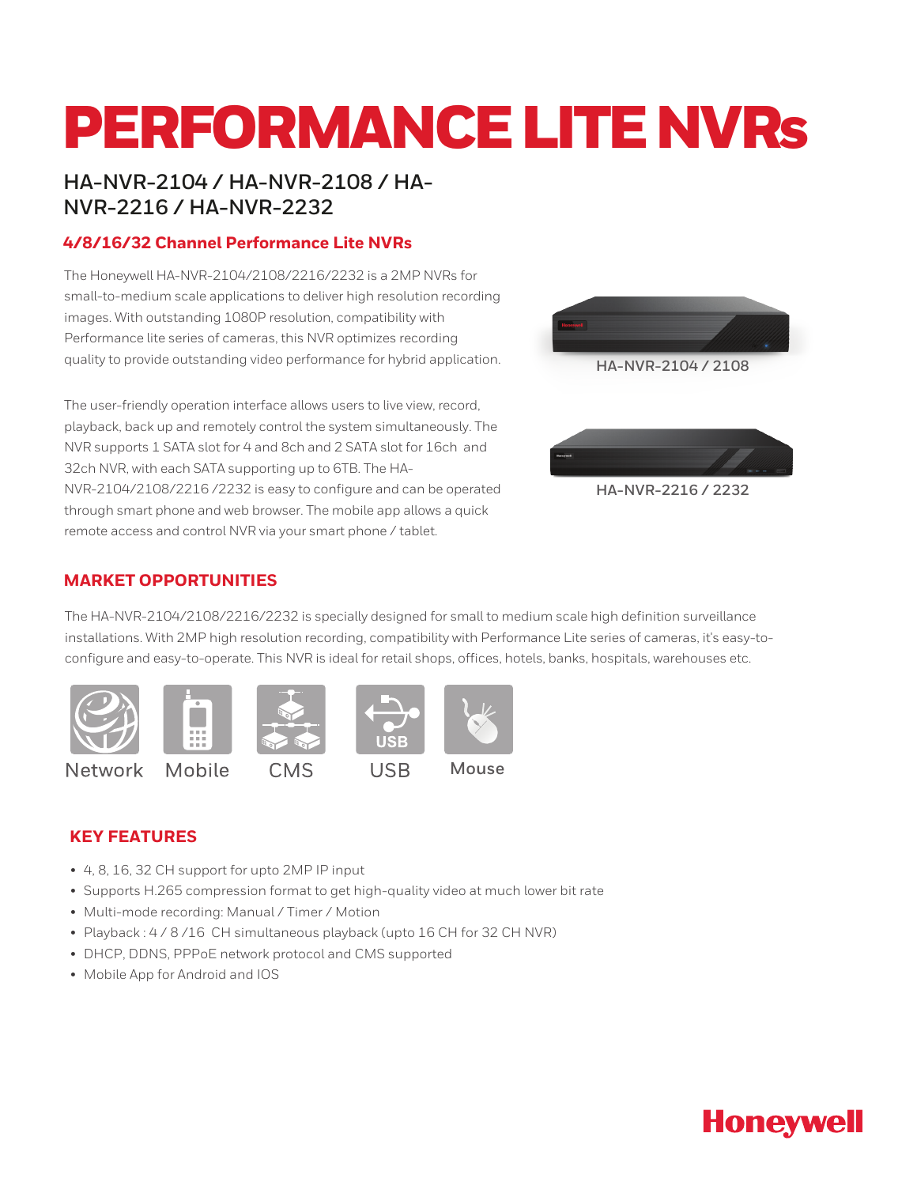# PERFORMANCE LITE NVRs

## HA-NVR-2104 / HA-NVR-2108 / HA-NVR-2216 / HA-NVR-2232

### 4/8/16/32 Channel Performance Lite NVRs

The Honeywell HA-NVR-2104/2108/2216/2232 is a 2MP NVRs for small-to-medium scale applications to deliver high resolution recording images. With outstanding 1080P resolution, compatibility with Performance lite series of cameras, this NVR optimizes recording quality to provide outstanding video performance for hybrid application.

The user-friendly operation interface allows users to live view, record, playback, back up and remotely control the system simultaneously. The NVR supports 1 SATA slot for 4 and 8ch and 2 SATA slot for 16ch and 32ch NVR, with each SATA supporting up to 6TB. The HA-NVR-2104/2108/2216 /2232 is easy to configure and can be operated through smart phone and web browser. The mobile app allows a quick remote access and control NVR via your smart phone / tablet.

HA-NVR-2104 / 2108

HA-NVR-2216 / 2232

## MARKET OPPORTUNITIES

The HA-NVR-2104/2108/2216/2232 is specially designed for small to medium scale high definition surveillance installations. With 2MP high resolution recording, compatibility with Performance Lite series of cameras, it's easy-to-configure and easy-to-operate. This NVR is ideal for retail shops, offices, hotels, banks, hospitals, warehouses etc.

Network Mobile CMS USB Mouse

## KEY FEATURES

- 4, 8, 16, 32 CH support for upto 2MP IP input
- Supports H.265 compression format to get high-quality video at much lower bit rate
- Multi-mode recording: Manual / Timer / Motion
- Playback : 4 / 8 /16 CH simultaneous playback (upto 16 CH for 32 CH NVR)
- DHCP, DDNS, PPPoE network protocol and CMS supported
- Mobile App for Android and IOS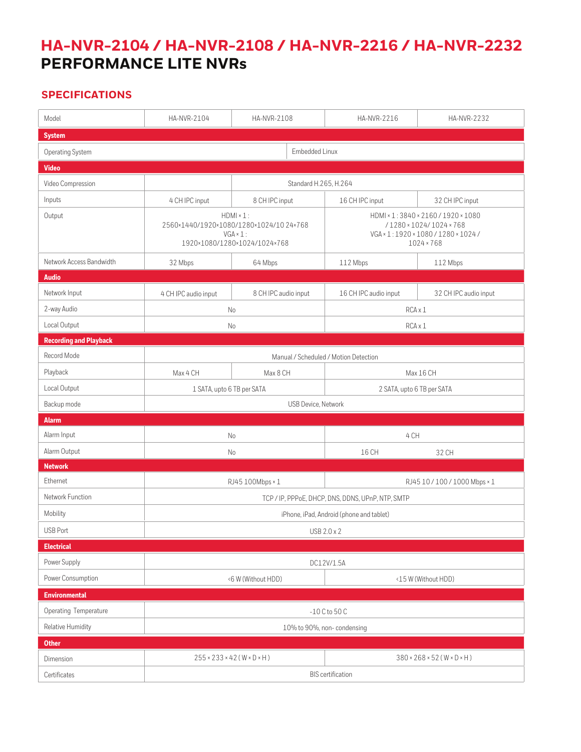# HA-NVR-2104 / HA-NVR-2108 / HA-NVR-2216 / HA-NVR-2232
# PERFORMANCE LITE NVRs

## SPECIFICATIONS

| Model | HA-NVR-2104 | HA-NVR-2108 | HA-NVR-2216 | HA-NVR-2232 |
|---|---|---|---|---|
| **System** | | | | |
| Operating System | Embedded Linux | | | |
| **Video** | | | | |
| Video Compression | | Standard H.265, H.264 | | |
| Inputs | 4 CH IPC input | 8 CH IPC input | 16 CH IPC input | 32 CH IPC input |
| Output | HDMI × 1 : 2560×1440/1920×1080/1280×1024/10 24×768 VGA × 1 : 1920×1080/1280×1024/1024×768 | | HDMI × 1 : 3840 × 2160 / 1920 × 1080 / 1280 × 1024/ 1024 × 768 VGA × 1 : 1920 × 1080 / 1280 × 1024 / 1024 × 768 | |
| Network Access Bandwidth | 32 Mbps | 64 Mbps | 112 Mbps | 112 Mbps |
| **Audio** | | | | |
| Network Input | 4 CH IPC audio input | 8 CH IPC audio input | 16 CH IPC audio input | 32 CH IPC audio input |
| 2-way Audio | No | | RCA x 1 | |
| Local Output | No | | RCA x 1 | |
| **Recording and Playback** | | | | |
| Record Mode | Manual / Scheduled / Motion Detection | | | |
| Playback | Max 4 CH | Max 8 CH | Max 16 CH | |
| Local Output | 1 SATA, upto 6 TB per SATA | | 2 SATA, upto 6 TB per SATA | |
| Backup mode | USB Device, Network | | | |
| **Alarm** | | | | |
| Alarm Input | No | | 4 CH | |
| Alarm Output | No | | 16 CH | 32 CH |
| **Network** | | | | |
| Ethernet | RJ45 100Mbps × 1 | | RJ45 10 / 100 / 1000 Mbps × 1 | |
| Network Function | TCP / IP, PPPoE, DHCP, DNS, DDNS, UPnP, NTP, SMTP | | | |
| Mobility | iPhone, iPad, Android (phone and tablet) | | | |
| USB Port | USB 2.0 x 2 | | | |
| **Electrical** | | | | |
| Power Supply | DC12V/1.5A | | | |
| Power Consumption | <6 W (Without HDD) | | <15 W (Without HDD) | |
| **Environmental** | | | | |
| Operating Temperature | -10 C to 50 C | | | |
| Relative Humidity | 10% to 90%, non- condensing | | | |
| **Other** | | | | |
| Dimension | 255 × 233 × 42 ( W × D × H ) | | 380 × 268 × 52 ( W × D × H ) | |
| Certificates | BIS certification | | | |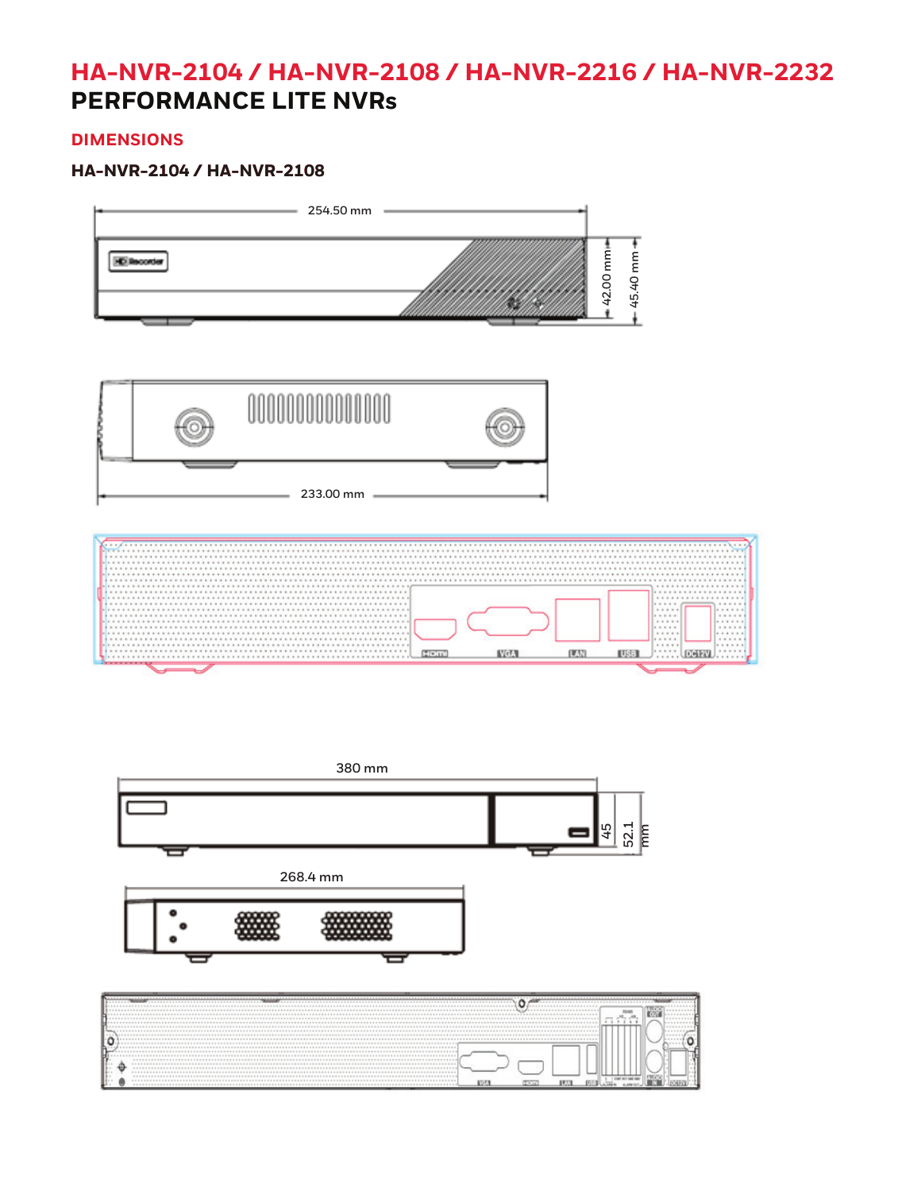# HA-NVR-2104 / HA-NVR-2108 / HA-NVR-2216 / HA-NVR-2232

## PERFORMANCE LITE NVRs

### DIMENSIONS

#### HA-NVR-2104 / HA-NVR-2108

254.50 mm

42.00 mm

45.40 mm

233.00 mm

HDMI VGA LAN USB DC12V

380 mm

45

52.1 mm

268.4 mm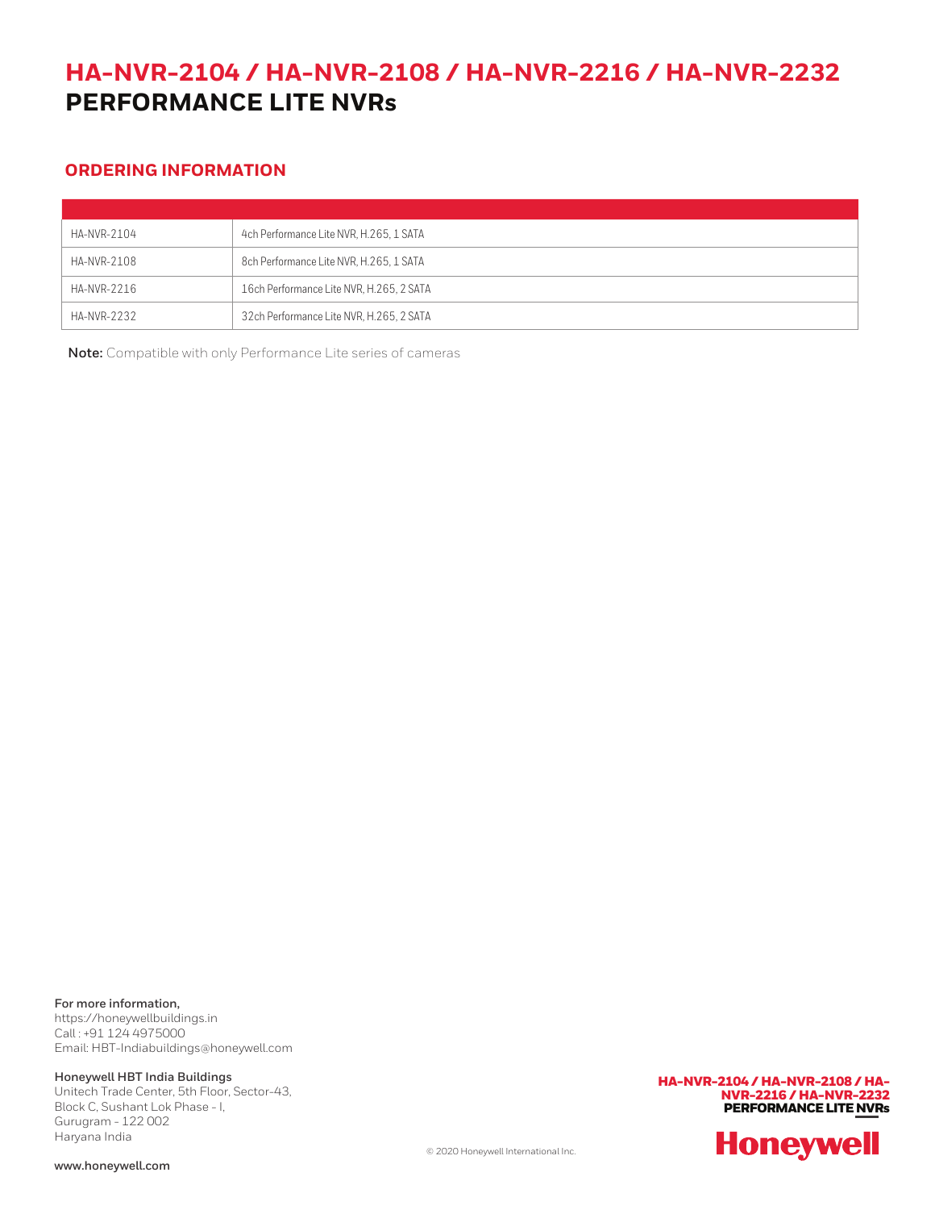# HA-NVR-2104 / HA-NVR-2108 / HA-NVR-2216 / HA-NVR-2232
# PERFORMANCE LITE NVRs

## ORDERING INFORMATION

| | |
|---|---|
| HA-NVR-2104 | 4ch Performance Lite NVR, H.265, 1 SATA |
| HA-NVR-2108 | 8ch Performance Lite NVR, H.265, 1 SATA |
| HA-NVR-2216 | 16ch Performance Lite NVR, H.265, 2 SATA |
| HA-NVR-2232 | 32ch Performance Lite NVR, H.265, 2 SATA |

**Note:** Compatible with only Performance Lite series of cameras

**For more information,**
https://honeywellbuildings.in
Call : +91 124 4975000
Email: HBT-Indiabuildings@honeywell.com

**Honeywell HBT India Buildings**
Unitech Trade Center, 5th Floor, Sector-43,
Block C, Sushant Lok Phase - I,
Gurugram - 122 002
Haryana India

**www.honeywell.com**

© 2020 Honeywell International Inc.

HA-NVR-2104 / HA-NVR-2108 / HA-NVR-2216 / HA-NVR-2232
PERFORMANCE LITE NVRs

Honeywell